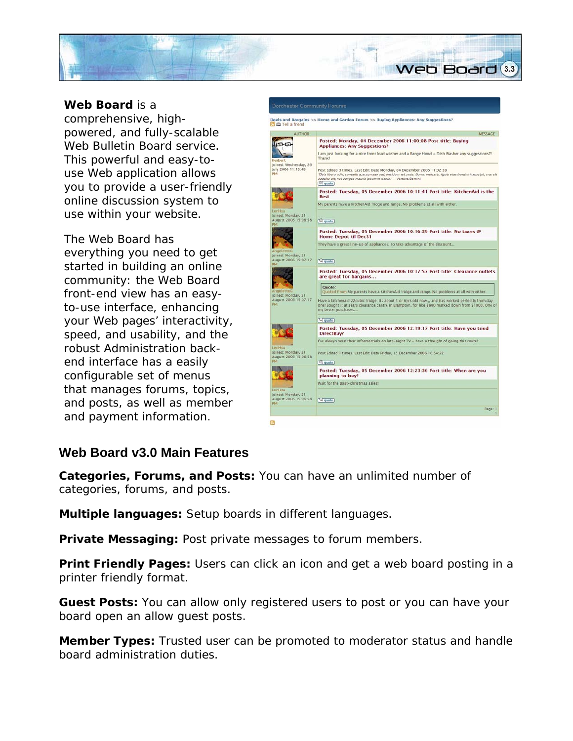**Web Board** is a comprehensive, high-powered, and fully-scalable Web Bulletin Board service. This powerful and easy-to-use Web application allows you to provide a user-friendly online discussion system to use within your website.

The Web Board has everything you need to get started in building an online community: the Web Board front-end view has an easy-to-use interface, enhancing your Web pages' interactivity, speed, and usability, and the robust Administration back-end interface has a easily configurable set of menus that manages forums, topics, and posts, as well as member and payment information.

## Web Board v3.0 Main Features

**Categories, Forums, and Posts:** You can have an unlimited number of categories, forums, and posts.

**Multiple languages:** Setup boards in different languages.

**Private Messaging:** Post private messages to forum members.

**Print Friendly Pages:** Users can click an icon and get a web board posting in a printer friendly format.

**Guest Posts:** You can allow only registered users to post or you can have your board open an allow guest posts.

**Member Types:** Trusted user can be promoted to moderator status and handle board administration duties.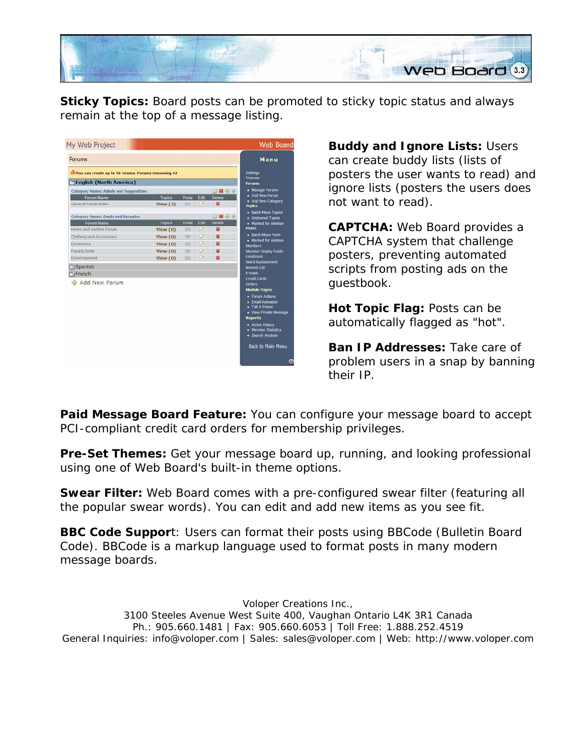**Sticky Topics:** Board posts can be promoted to sticky topic status and always remain at the top of a message listing.

**Buddy and Ignore Lists:** Users can create buddy lists (lists of posters the user wants to read) and ignore lists (posters the users does not want to read).

**CAPTCHA:** Web Board provides a CAPTCHA system that challenge posters, preventing automated scripts from posting ads on the guestbook.

**Hot Topic Flag:** Posts can be automatically flagged as "hot".

**Ban IP Addresses:** Take care of problem users in a snap by banning their IP.

**Paid Message Board Feature:** You can configure your message board to accept PCI-compliant credit card orders for membership privileges.

**Pre-Set Themes:** Get your message board up, running, and looking professional using one of Web Board's built-in theme options.

**Swear Filter:** Web Board comes with a pre-configured swear filter (featuring all the popular swear words). You can edit and add new items as you see fit.

**BBC Code Suppor**t: Users can format their posts using BBCode (Bulletin Board Code). BBCode is a markup language used to format posts in many modern message boards.

Voloper Creations Inc.,
3100 Steeles Avenue West Suite 400, Vaughan Ontario L4K 3R1 Canada
Ph.: 905.660.1481 | Fax: 905.660.6053 | Toll Free: 1.888.252.4519
General Inquiries: info@voloper.com | Sales: sales@voloper.com | Web: http://www.voloper.com